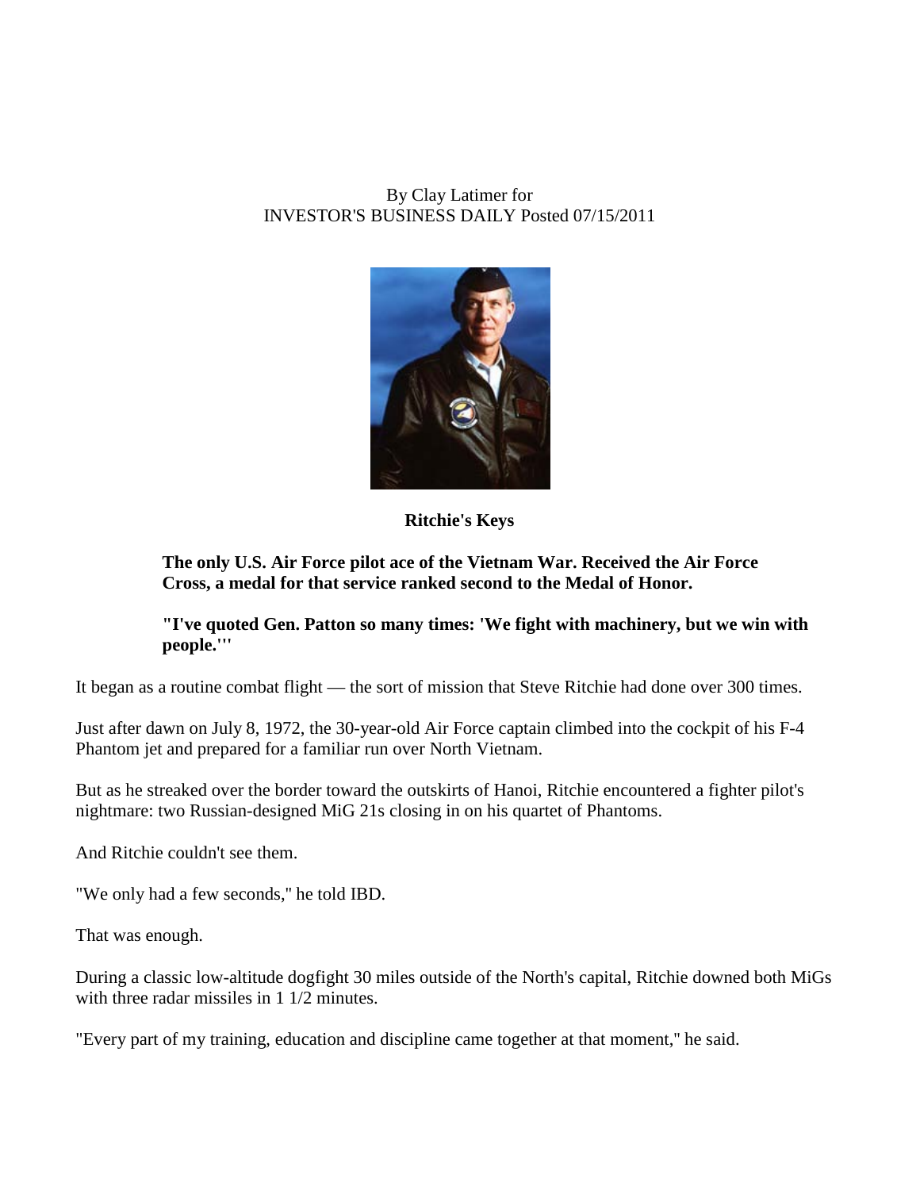By Clay Latimer for
INVESTOR'S BUSINESS DAILY Posted 07/15/2011

**Ritchie's Keys**

**The only U.S. Air Force pilot ace of the Vietnam War. Received the Air Force Cross, a medal for that service ranked second to the Medal of Honor.**

**"I've quoted Gen. Patton so many times: 'We fight with machinery, but we win with people.'"**

It began as a routine combat flight — the sort of mission that Steve Ritchie had done over 300 times.

Just after dawn on July 8, 1972, the 30-year-old Air Force captain climbed into the cockpit of his F-4 Phantom jet and prepared for a familiar run over North Vietnam.

But as he streaked over the border toward the outskirts of Hanoi, Ritchie encountered a fighter pilot's nightmare: two Russian-designed MiG 21s closing in on his quartet of Phantoms.

And Ritchie couldn't see them.

"We only had a few seconds," he told IBD.

That was enough.

During a classic low-altitude dogfight 30 miles outside of the North's capital, Ritchie downed both MiGs with three radar missiles in 1 1/2 minutes.

"Every part of my training, education and discipline came together at that moment," he said.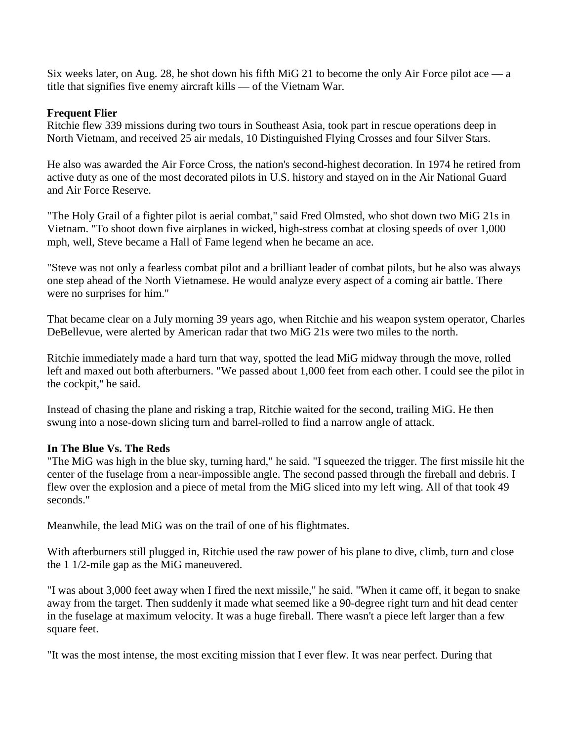Six weeks later, on Aug. 28, he shot down his fifth MiG 21 to become the only Air Force pilot ace — a title that signifies five enemy aircraft kills — of the Vietnam War.

### Frequent Flier

Ritchie flew 339 missions during two tours in Southeast Asia, took part in rescue operations deep in North Vietnam, and received 25 air medals, 10 Distinguished Flying Crosses and four Silver Stars.

He also was awarded the Air Force Cross, the nation's second-highest decoration. In 1974 he retired from active duty as one of the most decorated pilots in U.S. history and stayed on in the Air National Guard and Air Force Reserve.

"The Holy Grail of a fighter pilot is aerial combat," said Fred Olmsted, who shot down two MiG 21s in Vietnam. "To shoot down five airplanes in wicked, high-stress combat at closing speeds of over 1,000 mph, well, Steve became a Hall of Fame legend when he became an ace.

"Steve was not only a fearless combat pilot and a brilliant leader of combat pilots, but he also was always one step ahead of the North Vietnamese. He would analyze every aspect of a coming air battle. There were no surprises for him."

That became clear on a July morning 39 years ago, when Ritchie and his weapon system operator, Charles DeBellevue, were alerted by American radar that two MiG 21s were two miles to the north.

Ritchie immediately made a hard turn that way, spotted the lead MiG midway through the move, rolled left and maxed out both afterburners. "We passed about 1,000 feet from each other. I could see the pilot in the cockpit," he said.

Instead of chasing the plane and risking a trap, Ritchie waited for the second, trailing MiG. He then swung into a nose-down slicing turn and barrel-rolled to find a narrow angle of attack.

### In The Blue Vs. The Reds

"The MiG was high in the blue sky, turning hard," he said. "I squeezed the trigger. The first missile hit the center of the fuselage from a near-impossible angle. The second passed through the fireball and debris. I flew over the explosion and a piece of metal from the MiG sliced into my left wing. All of that took 49 seconds."

Meanwhile, the lead MiG was on the trail of one of his flightmates.

With afterburners still plugged in, Ritchie used the raw power of his plane to dive, climb, turn and close the 1 1/2-mile gap as the MiG maneuvered.

"I was about 3,000 feet away when I fired the next missile," he said. "When it came off, it began to snake away from the target. Then suddenly it made what seemed like a 90-degree right turn and hit dead center in the fuselage at maximum velocity. It was a huge fireball. There wasn't a piece left larger than a few square feet.

"It was the most intense, the most exciting mission that I ever flew. It was near perfect. During that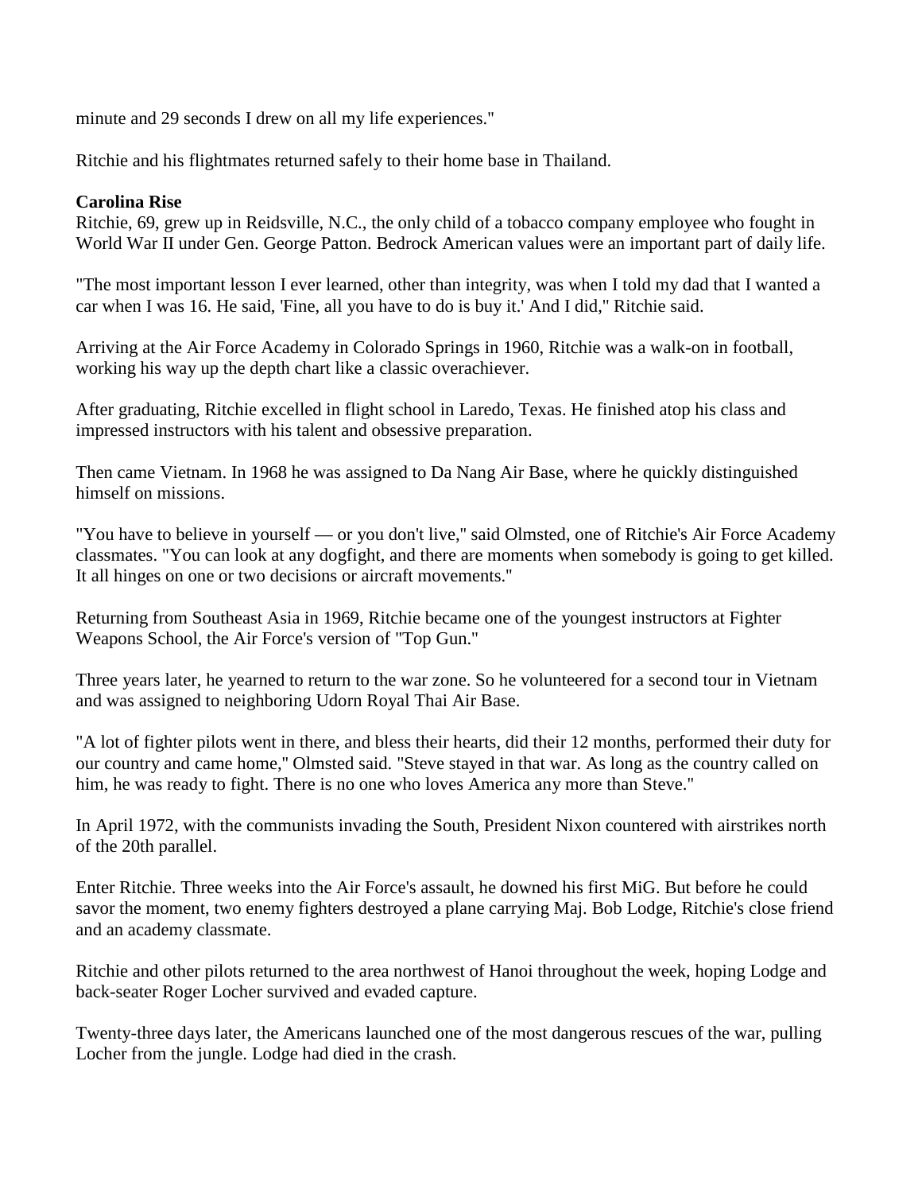minute and 29 seconds I drew on all my life experiences."

Ritchie and his flightmates returned safely to their home base in Thailand.

**Carolina Rise**

Ritchie, 69, grew up in Reidsville, N.C., the only child of a tobacco company employee who fought in World War II under Gen. George Patton. Bedrock American values were an important part of daily life.

"The most important lesson I ever learned, other than integrity, was when I told my dad that I wanted a car when I was 16. He said, 'Fine, all you have to do is buy it.' And I did," Ritchie said.

Arriving at the Air Force Academy in Colorado Springs in 1960, Ritchie was a walk-on in football, working his way up the depth chart like a classic overachiever.

After graduating, Ritchie excelled in flight school in Laredo, Texas. He finished atop his class and impressed instructors with his talent and obsessive preparation.

Then came Vietnam. In 1968 he was assigned to Da Nang Air Base, where he quickly distinguished himself on missions.

"You have to believe in yourself — or you don't live," said Olmsted, one of Ritchie's Air Force Academy classmates. "You can look at any dogfight, and there are moments when somebody is going to get killed. It all hinges on one or two decisions or aircraft movements."

Returning from Southeast Asia in 1969, Ritchie became one of the youngest instructors at Fighter Weapons School, the Air Force's version of "Top Gun."

Three years later, he yearned to return to the war zone. So he volunteered for a second tour in Vietnam and was assigned to neighboring Udorn Royal Thai Air Base.

"A lot of fighter pilots went in there, and bless their hearts, did their 12 months, performed their duty for our country and came home," Olmsted said. "Steve stayed in that war. As long as the country called on him, he was ready to fight. There is no one who loves America any more than Steve."

In April 1972, with the communists invading the South, President Nixon countered with airstrikes north of the 20th parallel.

Enter Ritchie. Three weeks into the Air Force's assault, he downed his first MiG. But before he could savor the moment, two enemy fighters destroyed a plane carrying Maj. Bob Lodge, Ritchie's close friend and an academy classmate.

Ritchie and other pilots returned to the area northwest of Hanoi throughout the week, hoping Lodge and back-seater Roger Locher survived and evaded capture.

Twenty-three days later, the Americans launched one of the most dangerous rescues of the war, pulling Locher from the jungle. Lodge had died in the crash.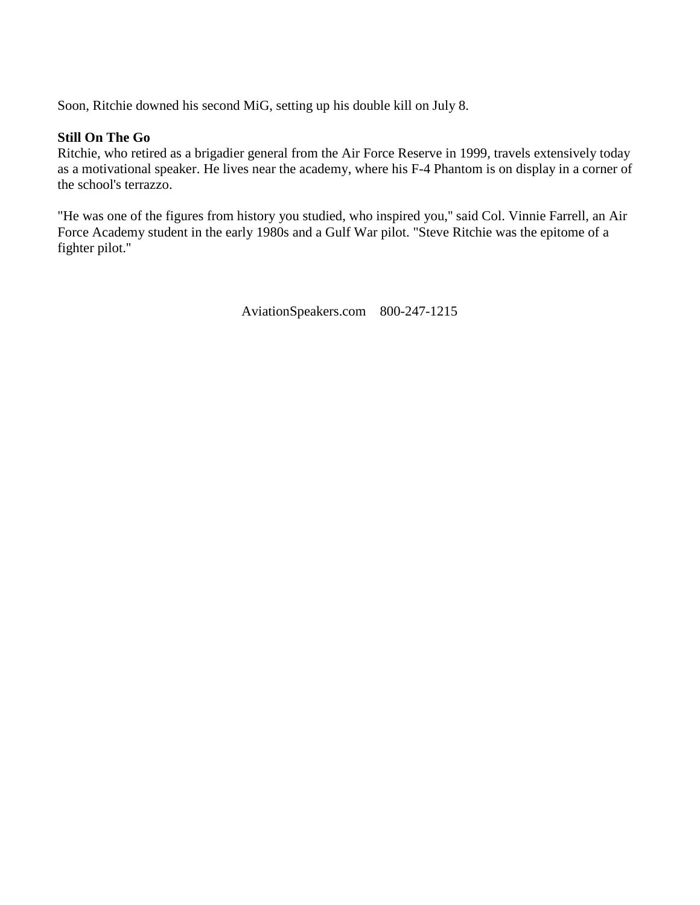Soon, Ritchie downed his second MiG, setting up his double kill on July 8.

**Still On The Go**

Ritchie, who retired as a brigadier general from the Air Force Reserve in 1999, travels extensively today as a motivational speaker. He lives near the academy, where his F-4 Phantom is on display in a corner of the school's terrazzo.

"He was one of the figures from history you studied, who inspired you," said Col. Vinnie Farrell, an Air Force Academy student in the early 1980s and a Gulf War pilot. "Steve Ritchie was the epitome of a fighter pilot."

AviationSpeakers.com 800-247-1215